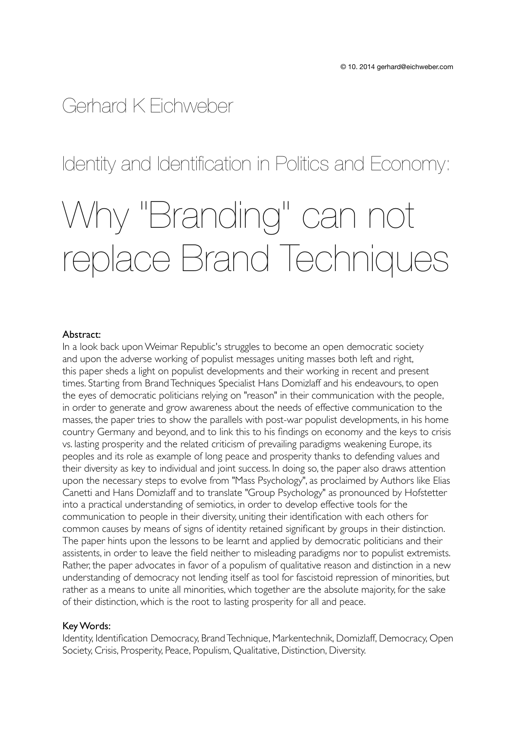© 10. 2014 gerhard@eichweber.com

Gerhard K Eichweber

## Identity and Identification in Politics and Economy:

# Why "Branding" can not replace Brand Techniques

**Abstract:**
In a look back upon Weimar Republic's struggles to become an open democratic society and upon the adverse working of populist messages uniting masses both left and right, this paper sheds a light on populist developments and their working in recent and present times. Starting from Brand Techniques Specialist Hans Domizlaff and his endeavours, to open the eyes of democratic politicians relying on "reason" in their communication with the people, in order to generate and grow awareness about the needs of effective communication to the masses, the paper tries to show the parallels with post-war populist developments, in his home country Germany and beyond, and to link this to his findings on economy and the keys to crisis vs. lasting prosperity and the related criticism of prevailing paradigms weakening Europe, its peoples and its role as example of long peace and prosperity thanks to defending values and their diversity as key to individual and joint success. In doing so, the paper also draws attention upon the necessary steps to evolve from "Mass Psychology", as proclaimed by Authors like Elias Canetti and Hans Domizlaff and to translate "Group Psychology" as pronounced by Hofstetter into a practical understanding of semiotics, in order to develop effective tools for the communication to people in their diversity, uniting their identification with each others for common causes by means of signs of identity retained significant by groups in their distinction. The paper hints upon the lessons to be learnt and applied by democratic politicians and their assistents, in order to leave the field neither to misleading paradigms nor to populist extremists. Rather, the paper advocates in favor of a populism of qualitative reason and distinction in a new understanding of democracy not lending itself as tool for fascistoid repression of minorities, but rather as a means to unite all minorities, which together are the absolute majority, for the sake of their distinction, which is the root to lasting prosperity for all and peace.

**Key Words:**
Identity, Identification Democracy, Brand Technique, Markentechnik, Domizlaff, Democracy, Open Society, Crisis, Prosperity, Peace, Populism, Qualitative, Distinction, Diversity.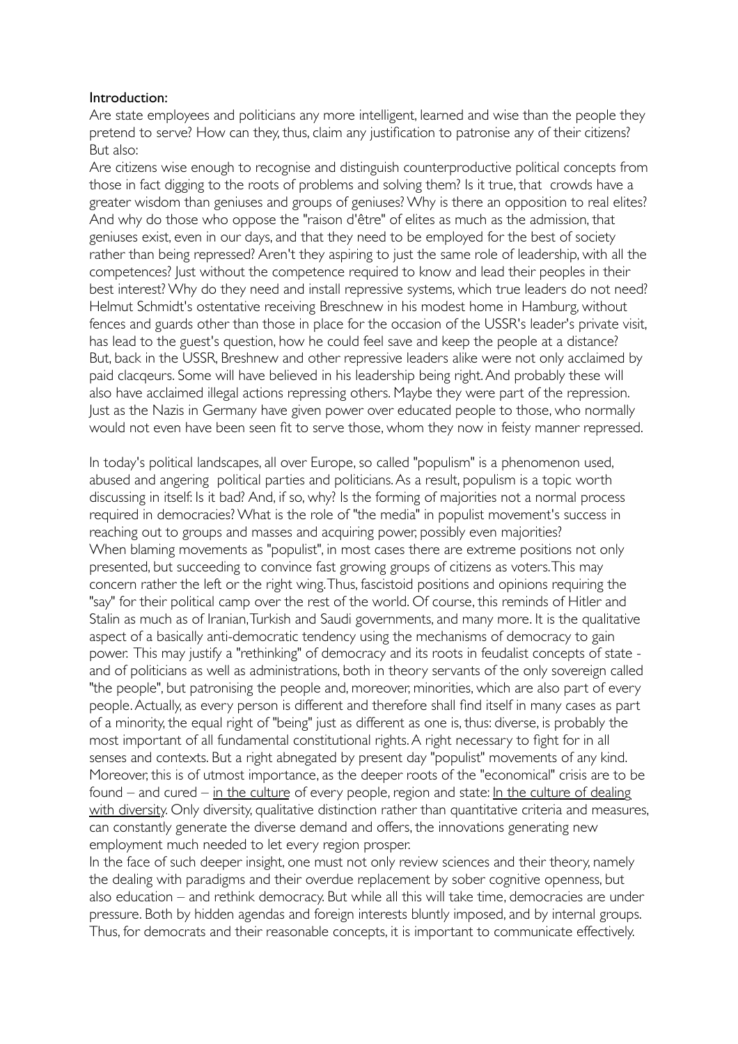Introduction:

Are state employees and politicians any more intelligent, learned and wise than the people they pretend to serve? How can they, thus, claim any justification to patronise any of their citizens? But also:

Are citizens wise enough to recognise and distinguish counterproductive political concepts from those in fact digging to the roots of problems and solving them? Is it true, that crowds have a greater wisdom than geniuses and groups of geniuses? Why is there an opposition to real elites? And why do those who oppose the "raison d'être" of elites as much as the admission, that geniuses exist, even in our days, and that they need to be employed for the best of society rather than being repressed? Aren't they aspiring to just the same role of leadership, with all the competences? Just without the competence required to know and lead their peoples in their best interest? Why do they need and install repressive systems, which true leaders do not need? Helmut Schmidt's ostentative receiving Breschnew in his modest home in Hamburg, without fences and guards other than those in place for the occasion of the USSR's leader's private visit, has lead to the guest's question, how he could feel save and keep the people at a distance? But, back in the USSR, Breshnew and other repressive leaders alike were not only acclaimed by paid clacqeurs. Some will have believed in his leadership being right. And probably these will also have acclaimed illegal actions repressing others. Maybe they were part of the repression. Just as the Nazis in Germany have given power over educated people to those, who normally would not even have been seen fit to serve those, whom they now in feisty manner repressed.

In today's political landscapes, all over Europe, so called "populism" is a phenomenon used, abused and angering political parties and politicians. As a result, populism is a topic worth discussing in itself: Is it bad? And, if so, why? Is the forming of majorities not a normal process required in democracies? What is the role of "the media" in populist movement's success in reaching out to groups and masses and acquiring power, possibly even majorities?
When blaming movements as "populist", in most cases there are extreme positions not only presented, but succeeding to convince fast growing groups of citizens as voters. This may concern rather the left or the right wing. Thus, fascistoid positions and opinions requiring the "say" for their political camp over the rest of the world. Of course, this reminds of Hitler and Stalin as much as of Iranian, Turkish and Saudi governments, and many more. It is the qualitative aspect of a basically anti-democratic tendency using the mechanisms of democracy to gain power. This may justify a "rethinking" of democracy and its roots in feudalist concepts of state - and of politicians as well as administrations, both in theory servants of the only sovereign called "the people", but patronising the people and, moreover, minorities, which are also part of every people. Actually, as every person is different and therefore shall find itself in many cases as part of a minority, the equal right of "being" just as different as one is, thus: diverse, is probably the most important of all fundamental constitutional rights. A right necessary to fight for in all senses and contexts. But a right abnegated by present day "populist" movements of any kind. Moreover, this is of utmost importance, as the deeper roots of the "economical" crisis are to be found – and cured – <u>in the culture</u> of every people, region and state: <u>In the culture of dealing with diversity</u>. Only diversity, qualitative distinction rather than quantitative criteria and measures, can constantly generate the diverse demand and offers, the innovations generating new employment much needed to let every region prosper.
In the face of such deeper insight, one must not only review sciences and their theory, namely the dealing with paradigms and their overdue replacement by sober cognitive openness, but also education – and rethink democracy. But while all this will take time, democracies are under pressure. Both by hidden agendas and foreign interests bluntly imposed, and by internal groups. Thus, for democrats and their reasonable concepts, it is important to communicate effectively.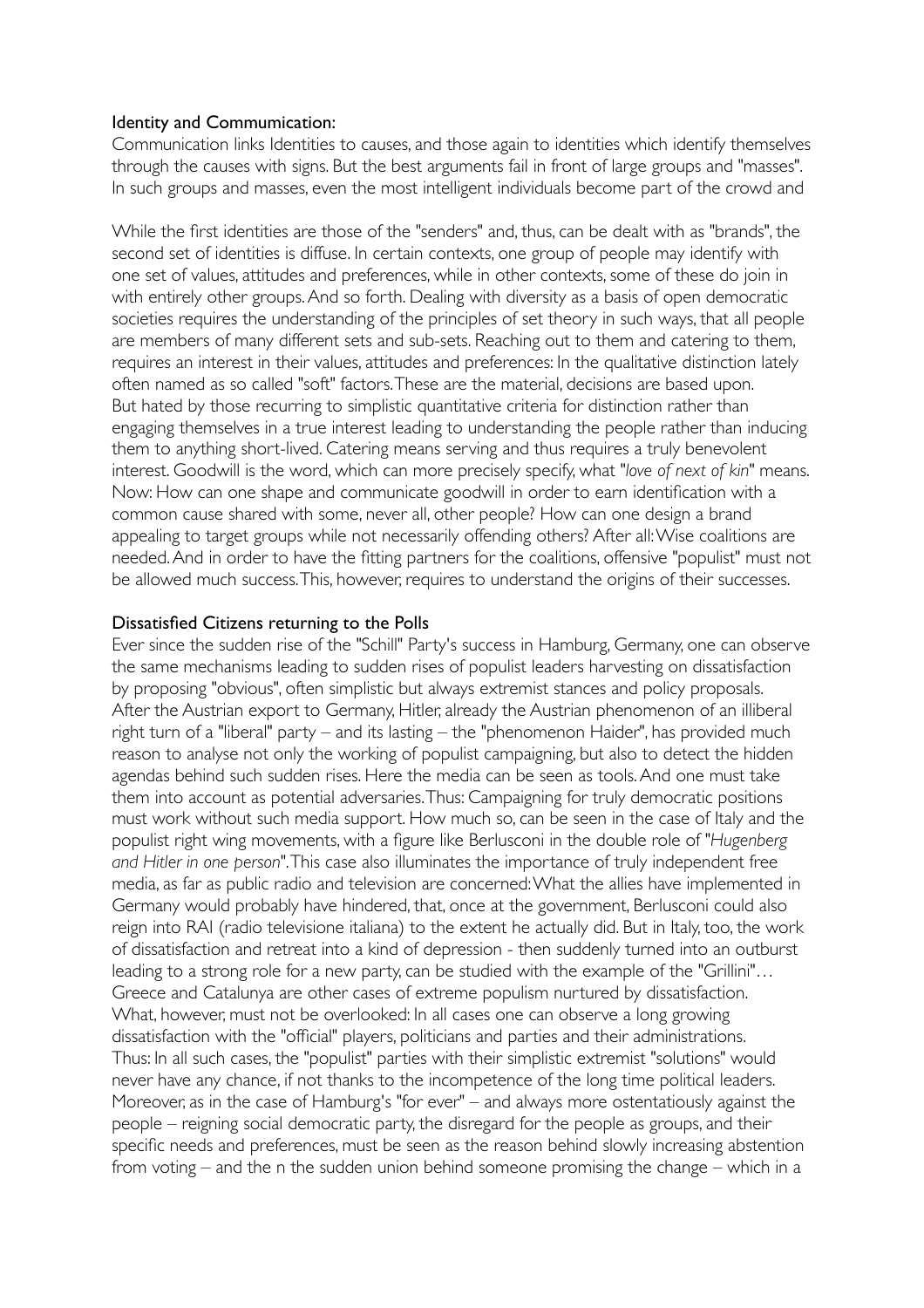Identity and Commumication:

Communication links Identities to causes, and those again to identities which identify themselves through the causes with signs. But the best arguments fail in front of large groups and "masses". In such groups and masses, even the most intelligent individuals become part of the crowd and

While the first identities are those of the "senders" and, thus, can be dealt with as "brands", the second set of identities is diffuse. In certain contexts, one group of people may identify with one set of values, attitudes and preferences, while in other contexts, some of these do join in with entirely other groups. And so forth. Dealing with diversity as a basis of open democratic societies requires the understanding of the principles of set theory in such ways, that all people are members of many different sets and sub-sets. Reaching out to them and catering to them, requires an interest in their values, attitudes and preferences: In the qualitative distinction lately often named as so called "soft" factors. These are the material, decisions are based upon. But hated by those recurring to simplistic quantitative criteria for distinction rather than engaging themselves in a true interest leading to understanding the people rather than inducing them to anything short-lived. Catering means serving and thus requires a truly benevolent interest. Goodwill is the word, which can more precisely specify, what "*love of next of kin*" means. Now: How can one shape and communicate goodwill in order to earn identification with a common cause shared with some, never all, other people? How can one design a brand appealing to target groups while not necessarily offending others? After all: Wise coalitions are needed. And in order to have the fitting partners for the coalitions, offensive "populist" must not be allowed much success. This, however, requires to understand the origins of their successes.

Dissatisfied Citizens returning to the Polls

Ever since the sudden rise of the "Schill" Party's success in Hamburg, Germany, one can observe the same mechanisms leading to sudden rises of populist leaders harvesting on dissatisfaction by proposing "obvious", often simplistic but always extremist stances and policy proposals. After the Austrian export to Germany, Hitler, already the Austrian phenomenon of an illiberal right turn of a "liberal" party – and its lasting – the "phenomenon Haider", has provided much reason to analyse not only the working of populist campaigning, but also to detect the hidden agendas behind such sudden rises. Here the media can be seen as tools. And one must take them into account as potential adversaries. Thus: Campaigning for truly democratic positions must work without such media support. How much so, can be seen in the case of Italy and the populist right wing movements, with a figure like Berlusconi in the double role of "*Hugenberg and Hitler in one person*". This case also illuminates the importance of truly independent free media, as far as public radio and television are concerned: What the allies have implemented in Germany would probably have hindered, that, once at the government, Berlusconi could also reign into RAI (radio televisione italiana) to the extent he actually did. But in Italy, too, the work of dissatisfaction and retreat into a kind of depression - then suddenly turned into an outburst leading to a strong role for a new party, can be studied with the example of the "Grillini"… Greece and Catalunya are other cases of extreme populism nurtured by dissatisfaction. What, however, must not be overlooked: In all cases one can observe a long growing dissatisfaction with the "official" players, politicians and parties and their administrations. Thus: In all such cases, the "populist" parties with their simplistic extremist "solutions" would never have any chance, if not thanks to the incompetence of the long time political leaders. Moreover, as in the case of Hamburg's "for ever" – and always more ostentatiously against the people – reigning social democratic party, the disregard for the people as groups, and their specific needs and preferences, must be seen as the reason behind slowly increasing abstention from voting – and the n the sudden union behind someone promising the change – which in a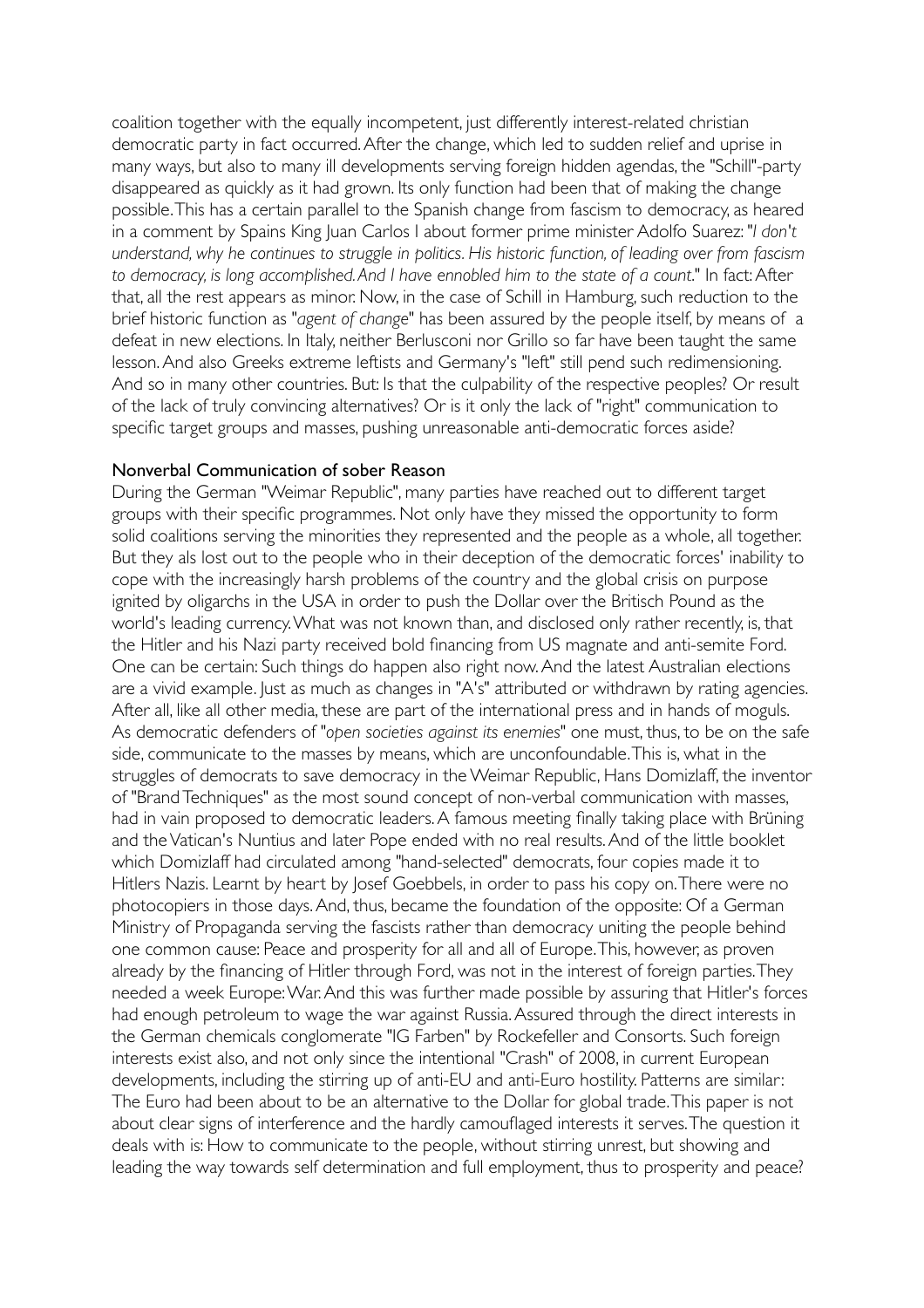coalition together with the equally incompetent, just differently interest-related christian democratic party in fact occurred. After the change, which led to sudden relief and uprise in many ways, but also to many ill developments serving foreign hidden agendas, the "Schill"-party disappeared as quickly as it had grown. Its only function had been that of making the change possible. This has a certain parallel to the Spanish change from fascism to democracy, as heared in a comment by Spains King Juan Carlos I about former prime minister Adolfo Suarez: "*I don't understand, why he continues to struggle in politics. His historic function, of leading over from fascism to democracy, is long accomplished. And I have ennobled him to the state of a count.*" In fact: After that, all the rest appears as minor. Now, in the case of Schill in Hamburg, such reduction to the brief historic function as "*agent of change*" has been assured by the people itself, by means of a defeat in new elections. In Italy, neither Berlusconi nor Grillo so far have been taught the same lesson. And also Greeks extreme leftists and Germany's "left" still pend such redimensioning. And so in many other countries. But: Is that the culpability of the respective peoples? Or result of the lack of truly convincing alternatives? Or is it only the lack of "right" communication to specific target groups and masses, pushing unreasonable anti-democratic forces aside?

## Nonverbal Communication of sober Reason

During the German "Weimar Republic", many parties have reached out to different target groups with their specific programmes. Not only have they missed the opportunity to form solid coalitions serving the minorities they represented and the people as a whole, all together. But they als lost out to the people who in their deception of the democratic forces' inability to cope with the increasingly harsh problems of the country and the global crisis on purpose ignited by oligarchs in the USA in order to push the Dollar over the Britisch Pound as the world's leading currency. What was not known than, and disclosed only rather recently, is, that the Hitler and his Nazi party received bold financing from US magnate and anti-semite Ford. One can be certain: Such things do happen also right now. And the latest Australian elections are a vivid example. Just as much as changes in "A's" attributed or withdrawn by rating agencies. After all, like all other media, these are part of the international press and in hands of moguls. As democratic defenders of "*open societies against its enemies*" one must, thus, to be on the safe side, communicate to the masses by means, which are unconfoundable. This is, what in the struggles of democrats to save democracy in the Weimar Republic, Hans Domizlaff, the inventor of "Brand Techniques" as the most sound concept of non-verbal communication with masses, had in vain proposed to democratic leaders. A famous meeting finally taking place with Brüning and the Vatican's Nuntius and later Pope ended with no real results. And of the little booklet which Domizlaff had circulated among "hand-selected" democrats, four copies made it to Hitlers Nazis. Learnt by heart by Josef Goebbels, in order to pass his copy on. There were no photocopiers in those days. And, thus, became the foundation of the opposite: Of a German Ministry of Propaganda serving the fascists rather than democracy uniting the people behind one common cause: Peace and prosperity for all and all of Europe. This, however, as proven already by the financing of Hitler through Ford, was not in the interest of foreign parties. They needed a week Europe: War. And this was further made possible by assuring that Hitler's forces had enough petroleum to wage the war against Russia. Assured through the direct interests in the German chemicals conglomerate "IG Farben" by Rockefeller and Consorts. Such foreign interests exist also, and not only since the intentional "Crash" of 2008, in current European developments, including the stirring up of anti-EU and anti-Euro hostility. Patterns are similar: The Euro had been about to be an alternative to the Dollar for global trade. This paper is not about clear signs of interference and the hardly camouflaged interests it serves. The question it deals with is: How to communicate to the people, without stirring unrest, but showing and leading the way towards self determination and full employment, thus to prosperity and peace?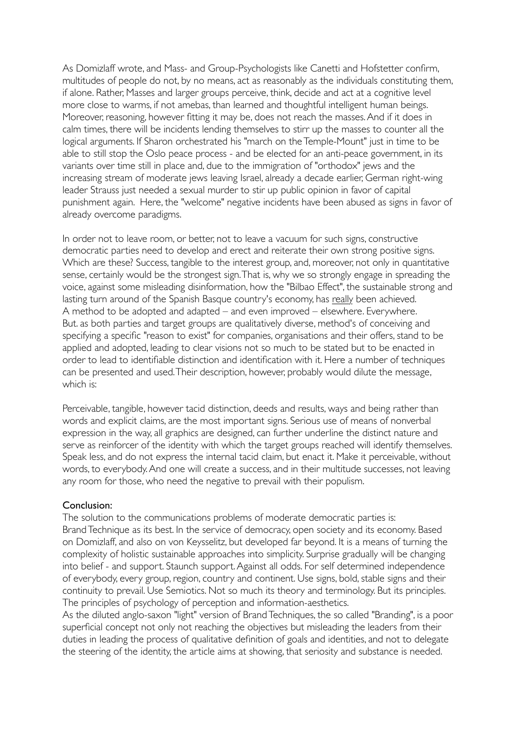As Domizlaff wrote, and Mass- and Group-Psychologists like Canetti and Hofstetter confirm, multitudes of people do not, by no means, act as reasonably as the individuals constituting them, if alone. Rather, Masses and larger groups perceive, think, decide and act at a cognitive level more close to warms, if not amebas, than learned and thoughtful intelligent human beings. Moreover, reasoning, however fitting it may be, does not reach the masses. And if it does in calm times, there will be incidents lending themselves to stirr up the masses to counter all the logical arguments. If Sharon orchestrated his "march on the Temple-Mount" just in time to be able to still stop the Oslo peace process - and be elected for an anti-peace government, in its variants over time still in place and, due to the immigration of "orthodox" jews and the increasing stream of moderate jews leaving Israel, already a decade earlier, German right-wing leader Strauss just needed a sexual murder to stir up public opinion in favor of capital punishment again. Here, the "welcome" negative incidents have been abused as signs in favor of already overcome paradigms.

In order not to leave room, or better, not to leave a vacuum for such signs, constructive democratic parties need to develop and erect and reiterate their own strong positive signs. Which are these? Success, tangible to the interest group, and, moreover, not only in quantitative sense, certainly would be the strongest sign. That is, why we so strongly engage in spreading the voice, against some misleading disinformation, how the "Bilbao Effect", the sustainable strong and lasting turn around of the Spanish Basque country's economy, has <u>really</u> been achieved. A method to be adopted and adapted – and even improved – elsewhere. Everywhere. But. as both parties and target groups are qualitatively diverse, method's of conceiving and specifying a specific "reason to exist" for companies, organisations and their offers, stand to be applied and adopted, leading to clear visions not so much to be stated but to be enacted in order to lead to identifiable distinction and identification with it. Here a number of techniques can be presented and used. Their description, however, probably would dilute the message, which is:

Perceivable, tangible, however tacid distinction, deeds and results, ways and being rather than words and explicit claims, are the most important signs. Serious use of means of nonverbal expression in the way, all graphics are designed, can further underline the distinct nature and serve as reinforcer of the identity with which the target groups reached will identify themselves. Speak less, and do not express the internal tacid claim, but enact it. Make it perceivable, without words, to everybody. And one will create a success, and in their multitude successes, not leaving any room for those, who need the negative to prevail with their populism.

## Conclusion:

The solution to the communications problems of moderate democratic parties is:
Brand Technique as its best. In the service of democracy, open society and its economy. Based on Domizlaff, and also on von Keysselitz, but developed far beyond. It is a means of turning the complexity of holistic sustainable approaches into simplicity. Surprise gradually will be changing into belief - and support. Staunch support. Against all odds. For self determined independence of everybody, every group, region, country and continent. Use signs, bold, stable signs and their continuity to prevail. Use Semiotics. Not so much its theory and terminology. But its principles. The principles of psychology of perception and information-aesthetics.
As the diluted anglo-saxon "light" version of Brand Techniques, the so called "Branding", is a poor superficial concept not only not reaching the objectives but misleading the leaders from their duties in leading the process of qualitative definition of goals and identities, and not to delegate the steering of the identity, the article aims at showing, that seriosity and substance is needed.